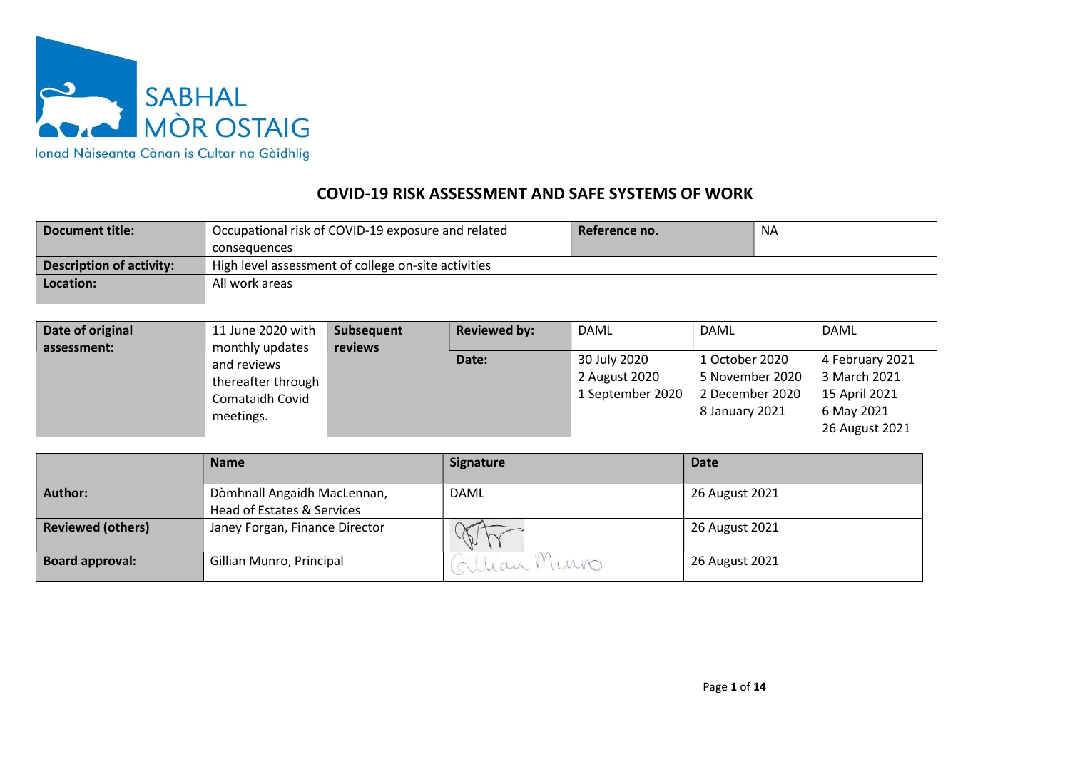SABHAL MÒR OSTAIG

Ionad Nàiseanta Cànan is Cultar na Gàidhlig

# COVID-19 RISK ASSESSMENT AND SAFE SYSTEMS OF WORK

| **Document title:** | Occupational risk of COVID-19 exposure and related consequences | **Reference no.** | NA |
|---|---|---|---|
| **Description of activity:** | High level assessment of college on-site activities | | |
| **Location:** | All work areas | | |

| **Date of original assessment:** | 11 June 2020 with monthly updates and reviews thereafter through Comataidh Covid meetings. | **Subsequent reviews** | **Reviewed by:** | DAML | DAML | DAML |
|---|---|---|---|---|---|---|
| | | | **Date:** | 30 July 2020<br>2 August 2020<br>1 September 2020 | 1 October 2020<br>5 November 2020<br>2 December 2020<br>8 January 2021 | 4 February 2021<br>3 March 2021<br>15 April 2021<br>6 May 2021<br>26 August 2021 |

| | **Name** | **Signature** | **Date** |
|---|---|---|---|
| **Author:** | Dòmhnall Angaidh MacLennan, Head of Estates & Services | DAML | 26 August 2021 |
| **Reviewed (others)** | Janey Forgan, Finance Director | [signature] | 26 August 2021 |
| **Board approval:** | Gillian Munro, Principal | Gillian Munro | 26 August 2021 |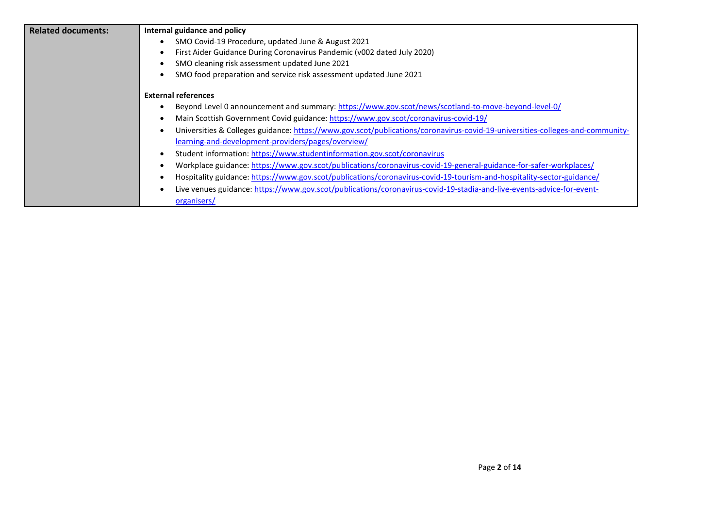| Related documents: | **Internal guidance and policy**<br>• SMO Covid-19 Procedure, updated June & August 2021<br>• First Aider Guidance During Coronavirus Pandemic (v002 dated July 2020)<br>• SMO cleaning risk assessment updated June 2021<br>• SMO food preparation and service risk assessment updated June 2021<br><br>**External references**<br>• Beyond Level 0 announcement and summary: https://www.gov.scot/news/scotland-to-move-beyond-level-0/<br>• Main Scottish Government Covid guidance: https://www.gov.scot/coronavirus-covid-19/<br>• Universities & Colleges guidance: https://www.gov.scot/publications/coronavirus-covid-19-universities-colleges-and-community-learning-and-development-providers/pages/overview/<br>• Student information: https://www.studentinformation.gov.scot/coronavirus<br>• Workplace guidance: https://www.gov.scot/publications/coronavirus-covid-19-general-guidance-for-safer-workplaces/<br>• Hospitality guidance: https://www.gov.scot/publications/coronavirus-covid-19-tourism-and-hospitality-sector-guidance/<br>• Live venues guidance: https://www.gov.scot/publications/coronavirus-covid-19-stadia-and-live-events-advice-for-event-organisers/ |
|---|---|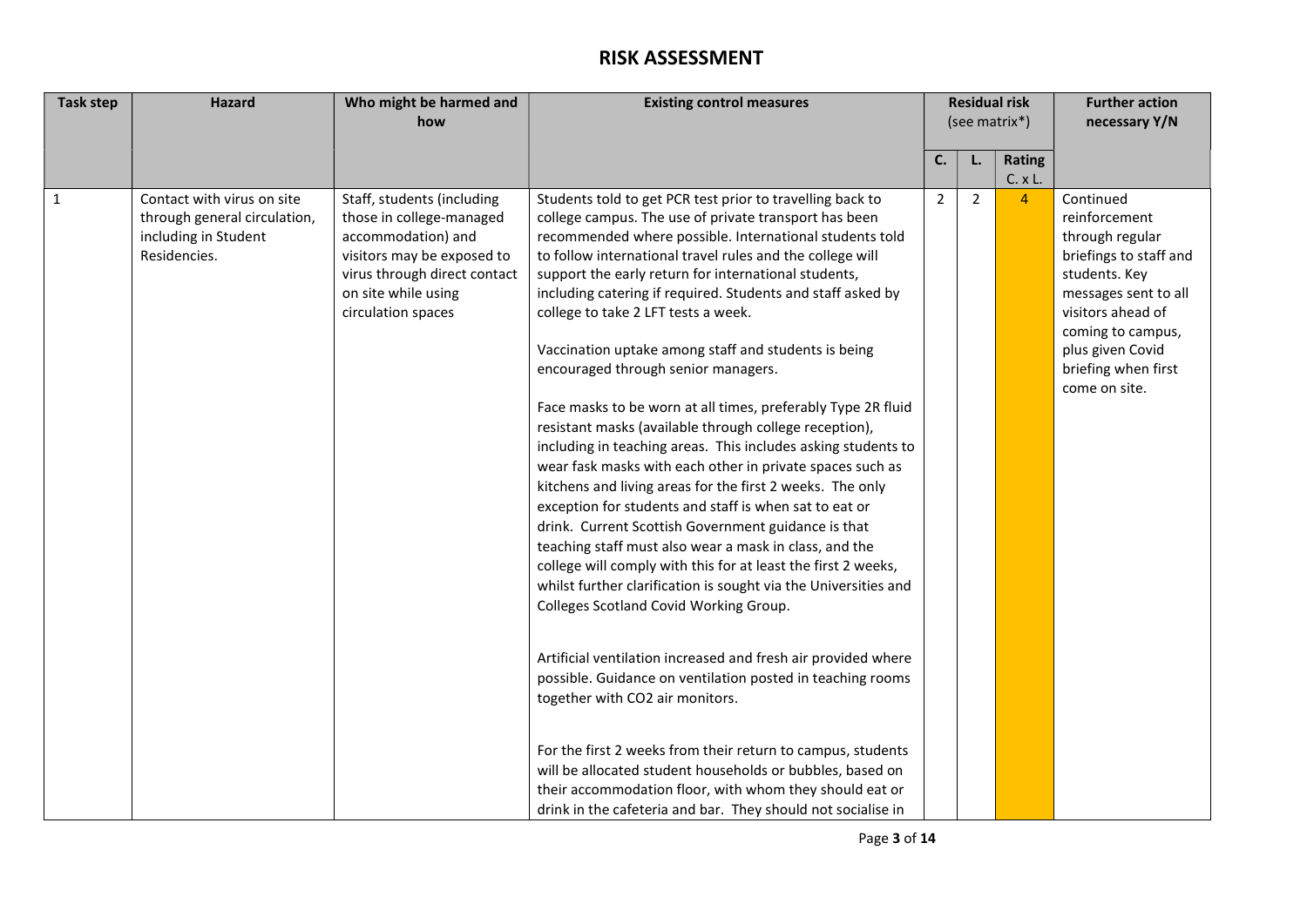# RISK ASSESSMENT

| Task step | Hazard | Who might be harmed and how | Existing control measures | Residual risk (see matrix*) | | | Further action necessary Y/N |
|---|---|---|---|---|---|---|---|
| | | | | C. | L. | Rating C. x L. | |
| 1 | Contact with virus on site through general circulation, including in Student Residencies. | Staff, students (including those in college-managed accommodation) and visitors may be exposed to virus through direct contact on site while using circulation spaces | Students told to get PCR test prior to travelling back to college campus. The use of private transport has been recommended where possible. International students told to follow international travel rules and the college will support the early return for international students, including catering if required. Students and staff asked by college to take 2 LFT tests a week.<br><br>Vaccination uptake among staff and students is being encouraged through senior managers.<br><br>Face masks to be worn at all times, preferably Type 2R fluid resistant masks (available through college reception), including in teaching areas. This includes asking students to wear fask masks with each other in private spaces such as kitchens and living areas for the first 2 weeks. The only exception for students and staff is when sat to eat or drink. Current Scottish Government guidance is that teaching staff must also wear a mask in class, and the college will comply with this for at least the first 2 weeks, whilst further clarification is sought via the Universities and Colleges Scotland Covid Working Group.<br><br>Artificial ventilation increased and fresh air provided where possible. Guidance on ventilation posted in teaching rooms together with CO2 air monitors.<br><br>For the first 2 weeks from their return to campus, students will be allocated student households or bubbles, based on their accommodation floor, with whom they should eat or drink in the cafeteria and bar. They should not socialise in | 2 | 2 | 4 | Continued reinforcement through regular briefings to staff and students. Key messages sent to all visitors ahead of coming to campus, plus given Covid briefing when first come on site. |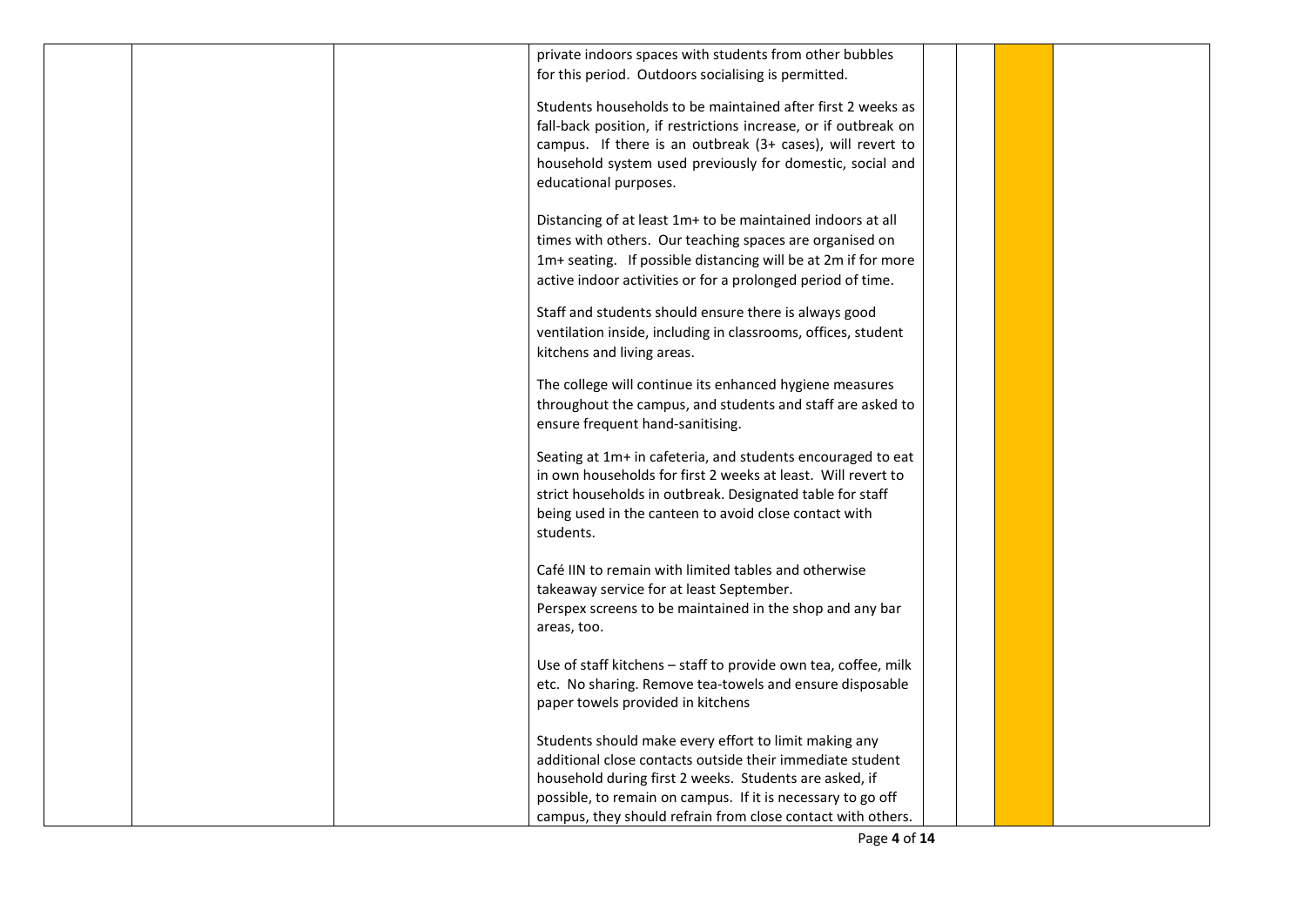| | | | | | | | |
|---|---|---|---|---|---|---|---|
| | | | private indoors spaces with students from other bubbles for this period. Outdoors socialising is permitted.<br><br>Students households to be maintained after first 2 weeks as fall-back position, if restrictions increase, or if outbreak on campus. If there is an outbreak (3+ cases), will revert to household system used previously for domestic, social and educational purposes.<br><br>Distancing of at least 1m+ to be maintained indoors at all times with others. Our teaching spaces are organised on 1m+ seating. If possible distancing will be at 2m if for more active indoor activities or for a prolonged period of time.<br><br>Staff and students should ensure there is always good ventilation inside, including in classrooms, offices, student kitchens and living areas.<br><br>The college will continue its enhanced hygiene measures throughout the campus, and students and staff are asked to ensure frequent hand-sanitising.<br><br>Seating at 1m+ in cafeteria, and students encouraged to eat in own households for first 2 weeks at least. Will revert to strict households in outbreak. Designated table for staff being used in the canteen to avoid close contact with students.<br><br>Café IIN to remain with limited tables and otherwise takeaway service for at least September.<br>Perspex screens to be maintained in the shop and any bar areas, too.<br><br>Use of staff kitchens – staff to provide own tea, coffee, milk etc. No sharing. Remove tea-towels and ensure disposable paper towels provided in kitchens<br><br>Students should make every effort to limit making any additional close contacts outside their immediate student household during first 2 weeks. Students are asked, if possible, to remain on campus. If it is necessary to go off campus, they should refrain from close contact with others. | | | | |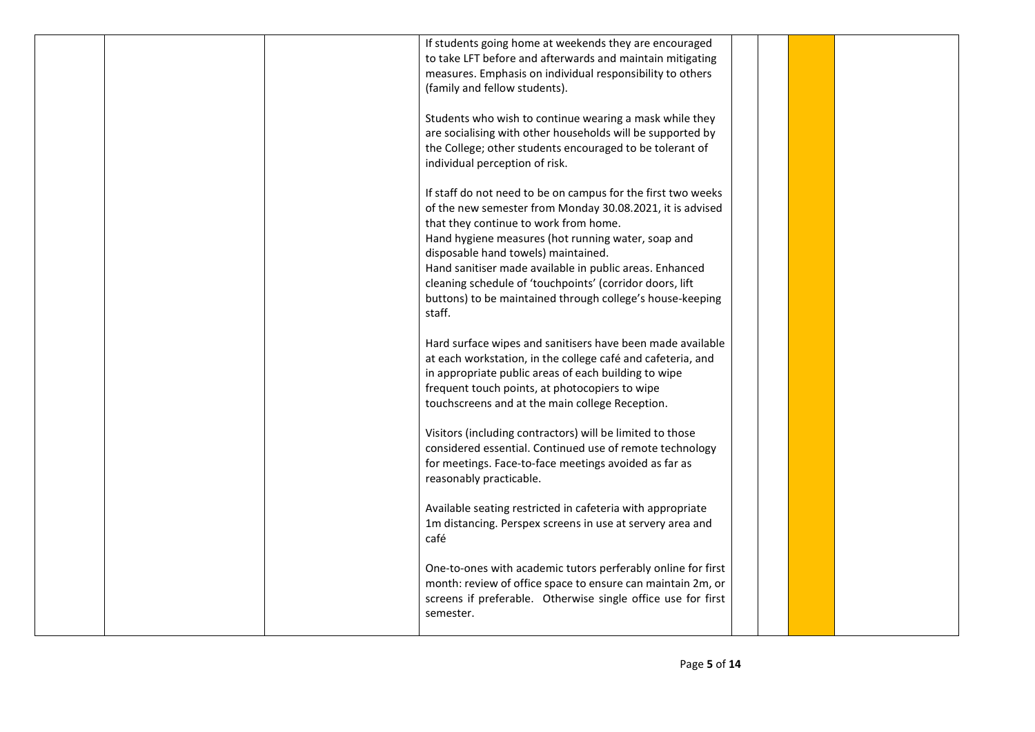|  |  |  | If students going home at weekends they are encouraged to take LFT before and afterwards and maintain mitigating measures. Emphasis on individual responsibility to others (family and fellow students).<br><br>Students who wish to continue wearing a mask while they are socialising with other households will be supported by the College; other students encouraged to be tolerant of individual perception of risk.<br><br>If staff do not need to be on campus for the first two weeks of the new semester from Monday 30.08.2021, it is advised that they continue to work from home.<br>Hand hygiene measures (hot running water, soap and disposable hand towels) maintained.<br>Hand sanitiser made available in public areas. Enhanced cleaning schedule of 'touchpoints' (corridor doors, lift buttons) to be maintained through college's house-keeping staff.<br><br>Hard surface wipes and sanitisers have been made available at each workstation, in the college café and cafeteria, and in appropriate public areas of each building to wipe frequent touch points, at photocopiers to wipe touchscreens and at the main college Reception.<br><br>Visitors (including contractors) will be limited to those considered essential. Continued use of remote technology for meetings. Face-to-face meetings avoided as far as reasonably practicable.<br><br>Available seating restricted in cafeteria with appropriate 1m distancing. Perspex screens in use at servery area and café<br><br>One-to-ones with academic tutors perferably online for first month: review of office space to ensure can maintain 2m, or screens if preferable. Otherwise single office use for first semester. |  |  |  |  |
|---|---|---|---|---|---|---|---|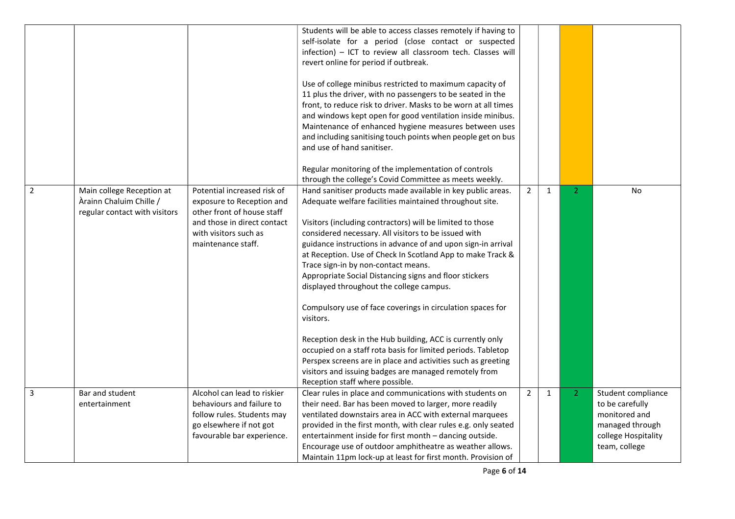| | | | | | | | |
|---|---|---|---|---|---|---|---|
| | | | Students will be able to access classes remotely if having to self-isolate for a period (close contact or suspected infection) – ICT to review all classroom tech. Classes will revert online for period if outbreak.<br><br>Use of college minibus restricted to maximum capacity of 11 plus the driver, with no passengers to be seated in the front, to reduce risk to driver. Masks to be worn at all times and windows kept open for good ventilation inside minibus. Maintenance of enhanced hygiene measures between uses and including sanitising touch points when people get on bus and use of hand sanitiser.<br><br>Regular monitoring of the implementation of controls through the college's Covid Committee as meets weekly. | | | | |
| 2 | Main college Reception at Àrainn Chaluim Chille / regular contact with visitors | Potential increased risk of exposure to Reception and other front of house staff and those in direct contact with visitors such as maintenance staff. | Hand sanitiser products made available in key public areas. Adequate welfare facilities maintained throughout site.<br><br>Visitors (including contractors) will be limited to those considered necessary. All visitors to be issued with guidance instructions in advance of and upon sign-in arrival at Reception. Use of Check In Scotland App to make Track & Trace sign-in by non-contact means.<br>Appropriate Social Distancing signs and floor stickers displayed throughout the college campus.<br><br>Compulsory use of face coverings in circulation spaces for visitors.<br><br>Reception desk in the Hub building, ACC is currently only occupied on a staff rota basis for limited periods. Tabletop Perspex screens are in place and activities such as greeting visitors and issuing badges are managed remotely from Reception staff where possible. | 2 | 1 | 2 | No |
| 3 | Bar and student entertainment | Alcohol can lead to riskier behaviours and failure to follow rules. Students may go elsewhere if not got favourable bar experience. | Clear rules in place and communications with students on their need. Bar has been moved to larger, more readily ventilated downstairs area in ACC with external marquees provided in the first month, with clear rules e.g. only seated entertainment inside for first month – dancing outside. Encourage use of outdoor amphitheatre as weather allows. Maintain 11pm lock-up at least for first month. Provision of | 2 | 1 | 2 | Student compliance to be carefully monitored and managed through college Hospitality team, college |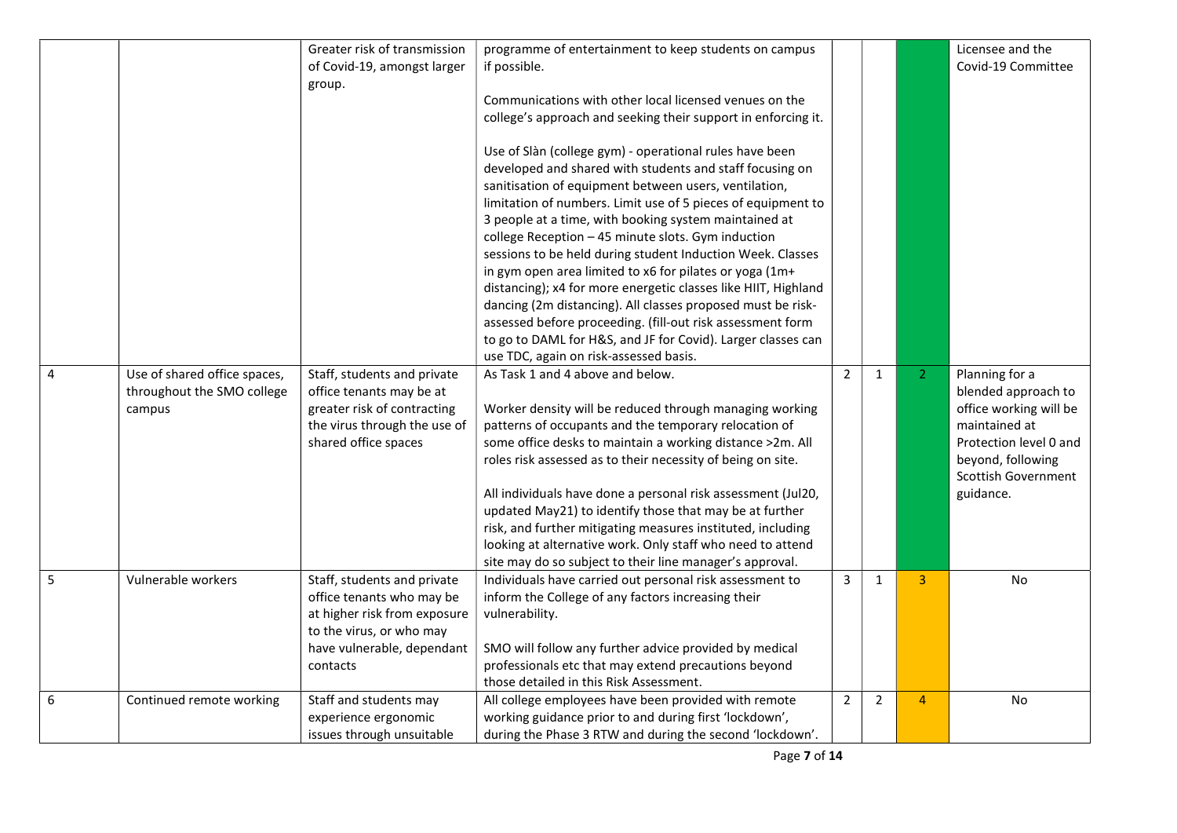| | | | | | | | |
|---|---|---|---|---|---|---|---|
| | | Greater risk of transmission of Covid-19, amongst larger group. | programme of entertainment to keep students on campus if possible.<br><br>Communications with other local licensed venues on the college's approach and seeking their support in enforcing it.<br><br>Use of Slàn (college gym) - operational rules have been developed and shared with students and staff focusing on sanitisation of equipment between users, ventilation, limitation of numbers. Limit use of 5 pieces of equipment to 3 people at a time, with booking system maintained at college Reception – 45 minute slots. Gym induction sessions to be held during student Induction Week. Classes in gym open area limited to x6 for pilates or yoga (1m+ distancing); x4 for more energetic classes like HIIT, Highland dancing (2m distancing). All classes proposed must be risk-assessed before proceeding. (fill-out risk assessment form to go to DAML for H&S, and JF for Covid). Larger classes can use TDC, again on risk-assessed basis. | | | | Licensee and the Covid-19 Committee |
| 4 | Use of shared office spaces, throughout the SMO college campus | Staff, students and private office tenants may be at greater risk of contracting the virus through the use of shared office spaces | As Task 1 and 4 above and below.<br><br>Worker density will be reduced through managing working patterns of occupants and the temporary relocation of some office desks to maintain a working distance >2m. All roles risk assessed as to their necessity of being on site.<br><br>All individuals have done a personal risk assessment (Jul20, updated May21) to identify those that may be at further risk, and further mitigating measures instituted, including looking at alternative work. Only staff who need to attend site may do so subject to their line manager's approval. | 2 | 1 | 2 | Planning for a blended approach to office working will be maintained at Protection level 0 and beyond, following Scottish Government guidance. |
| 5 | Vulnerable workers | Staff, students and private office tenants who may be at higher risk from exposure to the virus, or who may have vulnerable, dependant contacts | Individuals have carried out personal risk assessment to inform the College of any factors increasing their vulnerability.<br><br>SMO will follow any further advice provided by medical professionals etc that may extend precautions beyond those detailed in this Risk Assessment. | 3 | 1 | 3 | No |
| 6 | Continued remote working | Staff and students may experience ergonomic issues through unsuitable | All college employees have been provided with remote working guidance prior to and during first 'lockdown', during the Phase 3 RTW and during the second 'lockdown'. | 2 | 2 | 4 | No |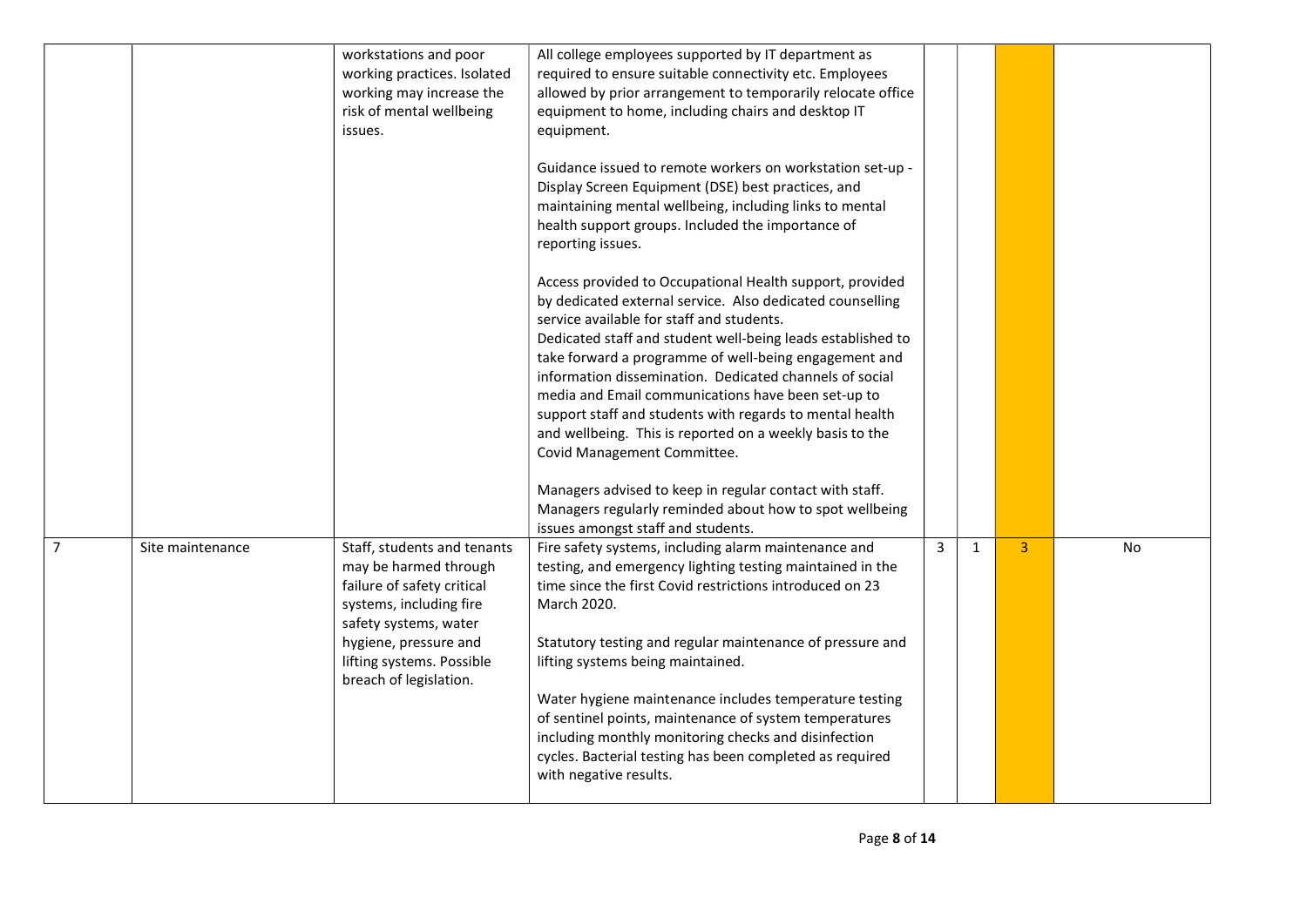| | | | | | | | |
|---|---|---|---|---|---|---|---|
| | | workstations and poor working practices. Isolated working may increase the risk of mental wellbeing issues. | All college employees supported by IT department as required to ensure suitable connectivity etc. Employees allowed by prior arrangement to temporarily relocate office equipment to home, including chairs and desktop IT equipment.<br><br>Guidance issued to remote workers on workstation set-up - Display Screen Equipment (DSE) best practices, and maintaining mental wellbeing, including links to mental health support groups. Included the importance of reporting issues.<br><br>Access provided to Occupational Health support, provided by dedicated external service. Also dedicated counselling service available for staff and students.<br>Dedicated staff and student well-being leads established to take forward a programme of well-being engagement and information dissemination. Dedicated channels of social media and Email communications have been set-up to support staff and students with regards to mental health and wellbeing. This is reported on a weekly basis to the Covid Management Committee.<br><br>Managers advised to keep in regular contact with staff. Managers regularly reminded about how to spot wellbeing issues amongst staff and students. | | | | |
| 7 | Site maintenance | Staff, students and tenants may be harmed through failure of safety critical systems, including fire safety systems, water hygiene, pressure and lifting systems. Possible breach of legislation. | Fire safety systems, including alarm maintenance and testing, and emergency lighting testing maintained in the time since the first Covid restrictions introduced on 23 March 2020.<br><br>Statutory testing and regular maintenance of pressure and lifting systems being maintained.<br><br>Water hygiene maintenance includes temperature testing of sentinel points, maintenance of system temperatures including monthly monitoring checks and disinfection cycles. Bacterial testing has been completed as required with negative results. | 3 | 1 | 3 | No |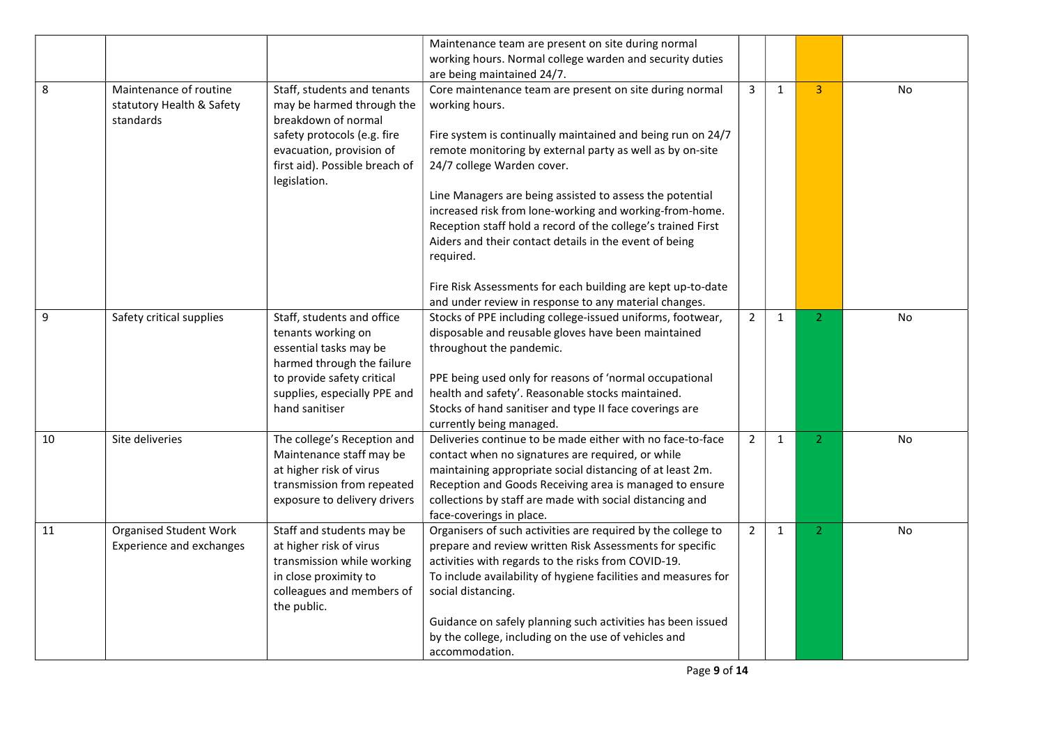|  |  |  |  |  |  |  |  |
|---|---|---|---|---|---|---|---|
|  |  |  | Maintenance team are present on site during normal working hours. Normal college warden and security duties are being maintained 24/7. |  |  |  |  |
| 8 | Maintenance of routine statutory Health & Safety standards | Staff, students and tenants may be harmed through the breakdown of normal safety protocols (e.g. fire evacuation, provision of first aid). Possible breach of legislation. | Core maintenance team are present on site during normal working hours.<br><br>Fire system is continually maintained and being run on 24/7 remote monitoring by external party as well as by on-site 24/7 college Warden cover.<br><br>Line Managers are being assisted to assess the potential increased risk from lone-working and working-from-home. Reception staff hold a record of the college's trained First Aiders and their contact details in the event of being required.<br><br>Fire Risk Assessments for each building are kept up-to-date and under review in response to any material changes. | 3 | 1 | 3 | No |
| 9 | Safety critical supplies | Staff, students and office tenants working on essential tasks may be harmed through the failure to provide safety critical supplies, especially PPE and hand sanitiser | Stocks of PPE including college-issued uniforms, footwear, disposable and reusable gloves have been maintained throughout the pandemic.<br><br>PPE being used only for reasons of 'normal occupational health and safety'. Reasonable stocks maintained. Stocks of hand sanitiser and type II face coverings are currently being managed. | 2 | 1 | 2 | No |
| 10 | Site deliveries | The college's Reception and Maintenance staff may be at higher risk of virus transmission from repeated exposure to delivery drivers | Deliveries continue to be made either with no face-to-face contact when no signatures are required, or while maintaining appropriate social distancing of at least 2m. Reception and Goods Receiving area is managed to ensure collections by staff are made with social distancing and face-coverings in place. | 2 | 1 | 2 | No |
| 11 | Organised Student Work Experience and exchanges | Staff and students may be at higher risk of virus transmission while working in close proximity to colleagues and members of the public. | Organisers of such activities are required by the college to prepare and review written Risk Assessments for specific activities with regards to the risks from COVID-19. To include availability of hygiene facilities and measures for social distancing.<br><br>Guidance on safely planning such activities has been issued by the college, including on the use of vehicles and accommodation. | 2 | 1 | 2 | No |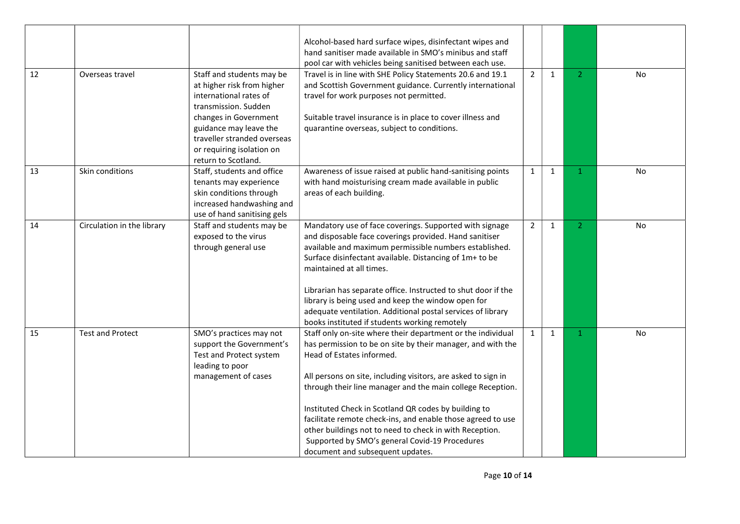|  |  |  |  |  |  |  |  |
|---|---|---|---|---|---|---|---|
|  |  |  | Alcohol-based hard surface wipes, disinfectant wipes and hand sanitiser made available in SMO's minibus and staff pool car with vehicles being sanitised between each use. |  |  |  |  |
| 12 | Overseas travel | Staff and students may be at higher risk from higher international rates of transmission. Sudden changes in Government guidance may leave the traveller stranded overseas or requiring isolation on return to Scotland. | Travel is in line with SHE Policy Statements 20.6 and 19.1 and Scottish Government guidance. Currently international travel for work purposes not permitted.<br><br>Suitable travel insurance is in place to cover illness and quarantine overseas, subject to conditions. | 2 | 1 | 2 | No |
| 13 | Skin conditions | Staff, students and office tenants may experience skin conditions through increased handwashing and use of hand sanitising gels | Awareness of issue raised at public hand-sanitising points with hand moisturising cream made available in public areas of each building. | 1 | 1 | 1 | No |
| 14 | Circulation in the library | Staff and students may be exposed to the virus through general use | Mandatory use of face coverings. Supported with signage and disposable face coverings provided. Hand sanitiser available and maximum permissible numbers established. Surface disinfectant available. Distancing of 1m+ to be maintained at all times.<br><br>Librarian has separate office. Instructed to shut door if the library is being used and keep the window open for adequate ventilation. Additional postal services of library books instituted if students working remotely | 2 | 1 | 2 | No |
| 15 | Test and Protect | SMO's practices may not support the Government's Test and Protect system leading to poor management of cases | Staff only on-site where their department or the individual has permission to be on site by their manager, and with the Head of Estates informed.<br><br>All persons on site, including visitors, are asked to sign in through their line manager and the main college Reception.<br><br>Instituted Check in Scotland QR codes by building to facilitate remote check-ins, and enable those agreed to use other buildings not to need to check in with Reception. Supported by SMO's general Covid-19 Procedures document and subsequent updates. | 1 | 1 | 1 | No |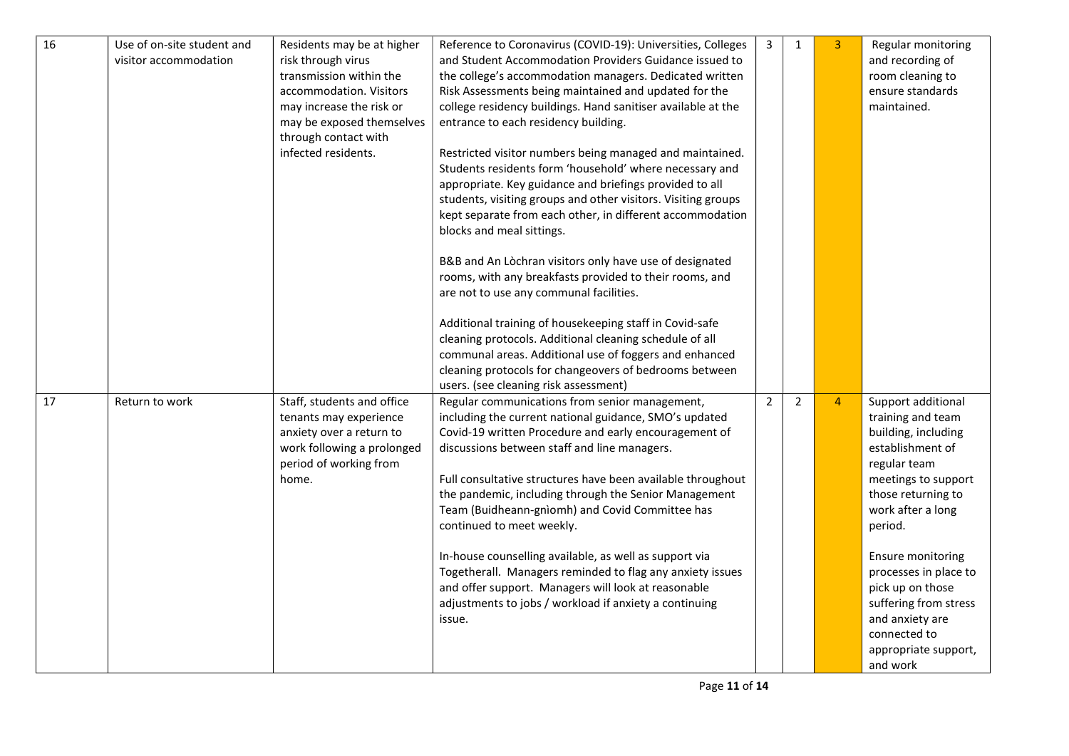| 16 | Use of on-site student and visitor accommodation | Residents may be at higher risk through virus transmission within the accommodation. Visitors may increase the risk or may be exposed themselves through contact with infected residents. | Reference to Coronavirus (COVID-19): Universities, Colleges and Student Accommodation Providers Guidance issued to the college's accommodation managers. Dedicated written Risk Assessments being maintained and updated for the college residency buildings. Hand sanitiser available at the entrance to each residency building.<br><br>Restricted visitor numbers being managed and maintained. Students residents form 'household' where necessary and appropriate. Key guidance and briefings provided to all students, visiting groups and other visitors. Visiting groups kept separate from each other, in different accommodation blocks and meal sittings.<br><br>B&B and An Lòchran visitors only have use of designated rooms, with any breakfasts provided to their rooms, and are not to use any communal facilities.<br><br>Additional training of housekeeping staff in Covid-safe cleaning protocols. Additional cleaning schedule of all communal areas. Additional use of foggers and enhanced cleaning protocols for changeovers of bedrooms between users. (see cleaning risk assessment) | 3 | 1 | 3 | Regular monitoring and recording of room cleaning to ensure standards maintained. |
|---|---|---|---|---|---|---|---|
| 17 | Return to work | Staff, students and office tenants may experience anxiety over a return to work following a prolonged period of working from home. | Regular communications from senior management, including the current national guidance, SMO's updated Covid-19 written Procedure and early encouragement of discussions between staff and line managers.<br><br>Full consultative structures have been available throughout the pandemic, including through the Senior Management Team (Buidheann-gnìomh) and Covid Committee has continued to meet weekly.<br><br>In-house counselling available, as well as support via Togetherall. Managers reminded to flag any anxiety issues and offer support. Managers will look at reasonable adjustments to jobs / workload if anxiety a continuing issue. | 2 | 2 | 4 | Support additional training and team building, including establishment of regular team meetings to support those returning to work after a long period.<br><br>Ensure monitoring processes in place to pick up on those suffering from stress and anxiety are connected to appropriate support, and work |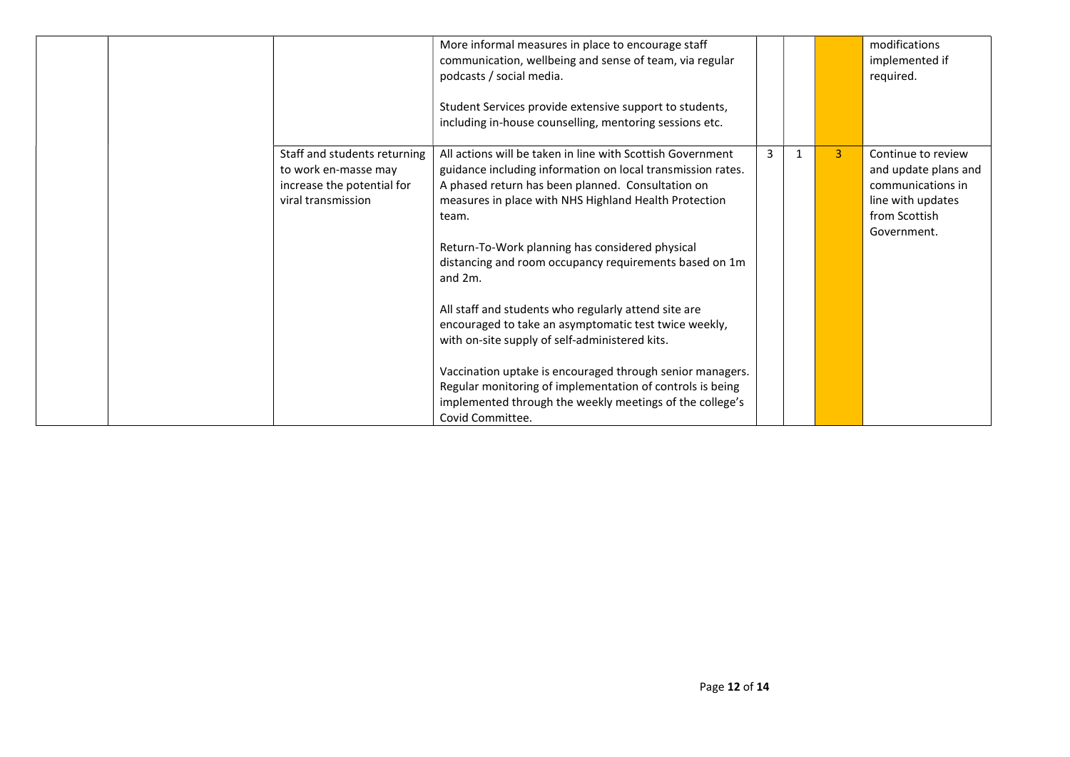| | | | | | | | |
|---|---|---|---|---|---|---|---|
| | | | More informal measures in place to encourage staff communication, wellbeing and sense of team, via regular podcasts / social media.<br><br>Student Services provide extensive support to students, including in-house counselling, mentoring sessions etc. | | | | modifications implemented if required. |
| | | Staff and students returning to work en-masse may increase the potential for viral transmission | All actions will be taken in line with Scottish Government guidance including information on local transmission rates. A phased return has been planned. Consultation on measures in place with NHS Highland Health Protection team.<br><br>Return-To-Work planning has considered physical distancing and room occupancy requirements based on 1m and 2m.<br><br>All staff and students who regularly attend site are encouraged to take an asymptomatic test twice weekly, with on-site supply of self-administered kits.<br><br>Vaccination uptake is encouraged through senior managers. Regular monitoring of implementation of controls is being implemented through the weekly meetings of the college's Covid Committee. | 3 | 1 | 3 | Continue to review and update plans and communications in line with updates from Scottish Government. |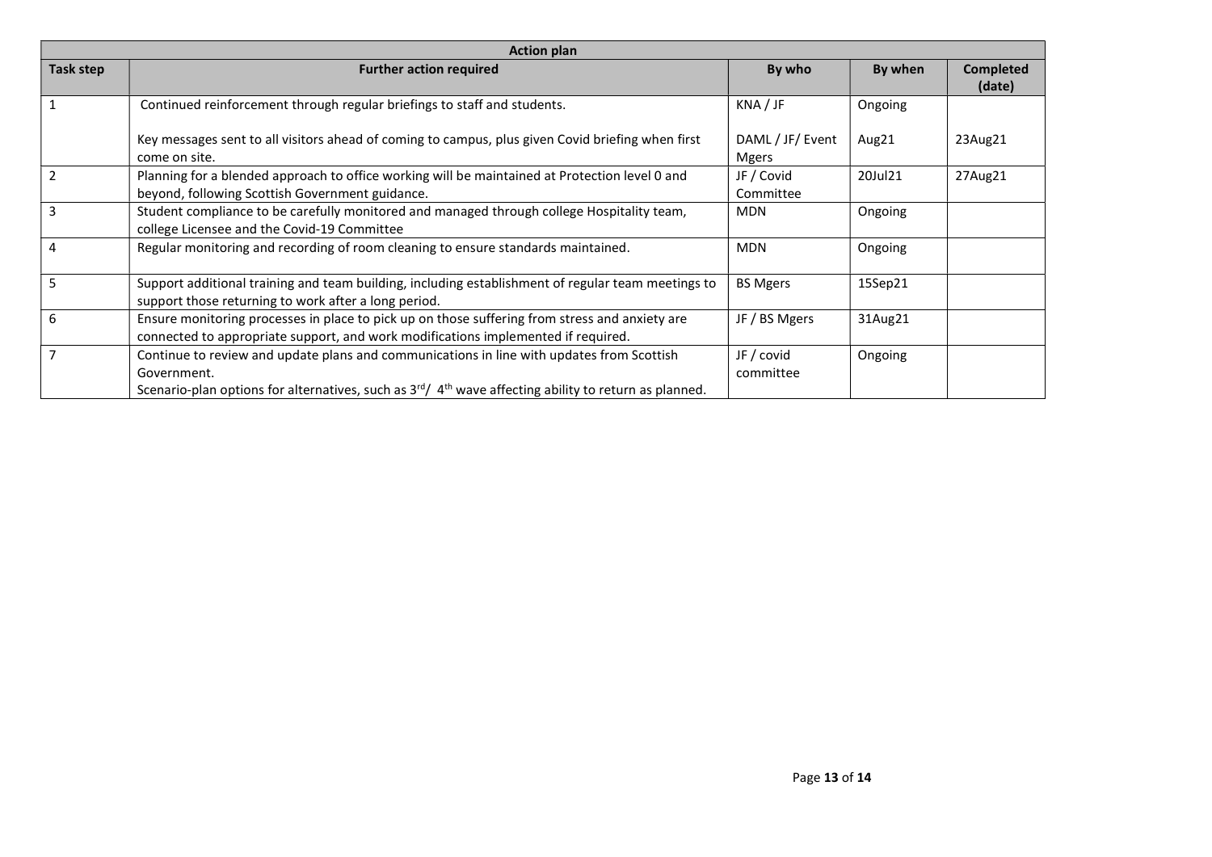| Action plan | | | | |
|---|---|---|---|---|
| **Task step** | **Further action required** | **By who** | **By when** | **Completed (date)** |
| 1 | Continued reinforcement through regular briefings to staff and students. | KNA / JF | Ongoing | |
| | Key messages sent to all visitors ahead of coming to campus, plus given Covid briefing when first come on site. | DAML / JF/ Event Mgers | Aug21 | 23Aug21 |
| 2 | Planning for a blended approach to office working will be maintained at Protection level 0 and beyond, following Scottish Government guidance. | JF / Covid Committee | 20Jul21 | 27Aug21 |
| 3 | Student compliance to be carefully monitored and managed through college Hospitality team, college Licensee and the Covid-19 Committee | MDN | Ongoing | |
| 4 | Regular monitoring and recording of room cleaning to ensure standards maintained. | MDN | Ongoing | |
| 5 | Support additional training and team building, including establishment of regular team meetings to support those returning to work after a long period. | BS Mgers | 15Sep21 | |
| 6 | Ensure monitoring processes in place to pick up on those suffering from stress and anxiety are connected to appropriate support, and work modifications implemented if required. | JF / BS Mgers | 31Aug21 | |
| 7 | Continue to review and update plans and communications in line with updates from Scottish Government. Scenario-plan options for alternatives, such as 3rd/ 4th wave affecting ability to return as planned. | JF / covid committee | Ongoing | |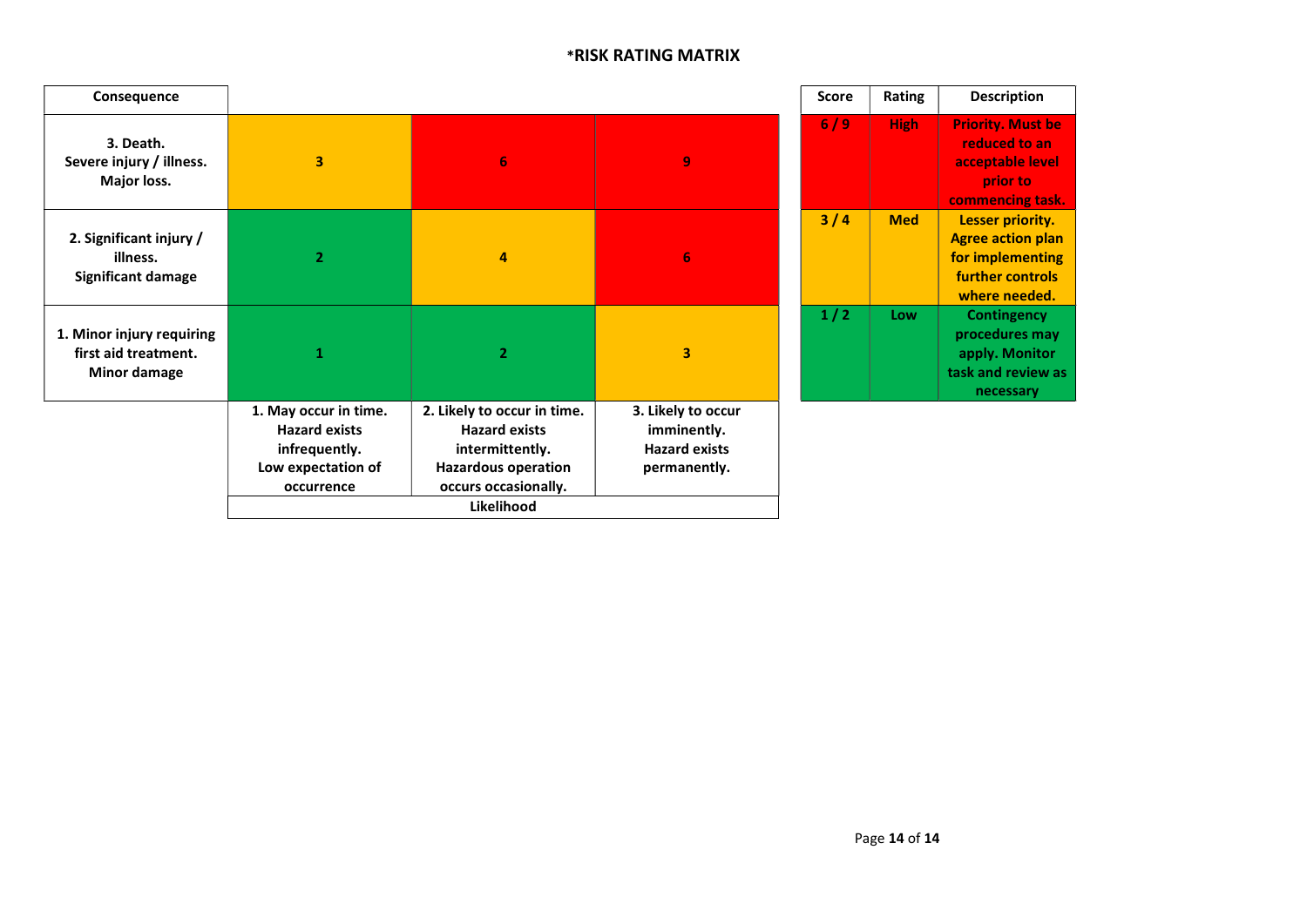# *RISK RATING MATRIX

| Consequence | | | |
|---|---|---|---|
| 3. Death. Severe injury / illness. Major loss. | 3 | 6 | 9 |
| 2. Significant injury / illness. Significant damage | 2 | 4 | 6 |
| 1. Minor injury requiring first aid treatment. Minor damage | 1 | 2 | 3 |
| | 1. May occur in time. Hazard exists infrequently. Low expectation of occurrence | 2. Likely to occur in time. Hazard exists intermittently. Hazardous operation occurs occasionally. | 3. Likely to occur imminently. Hazard exists permanently. |
| | Likelihood | | |

| Score | Rating | Description |
|---|---|---|
| 6 / 9 | High | Priority. Must be reduced to an acceptable level prior to commencing task. |
| 3 / 4 | Med | Lesser priority. Agree action plan for implementing further controls where needed. |
| 1 / 2 | Low | Contingency procedures may apply. Monitor task and review as necessary |